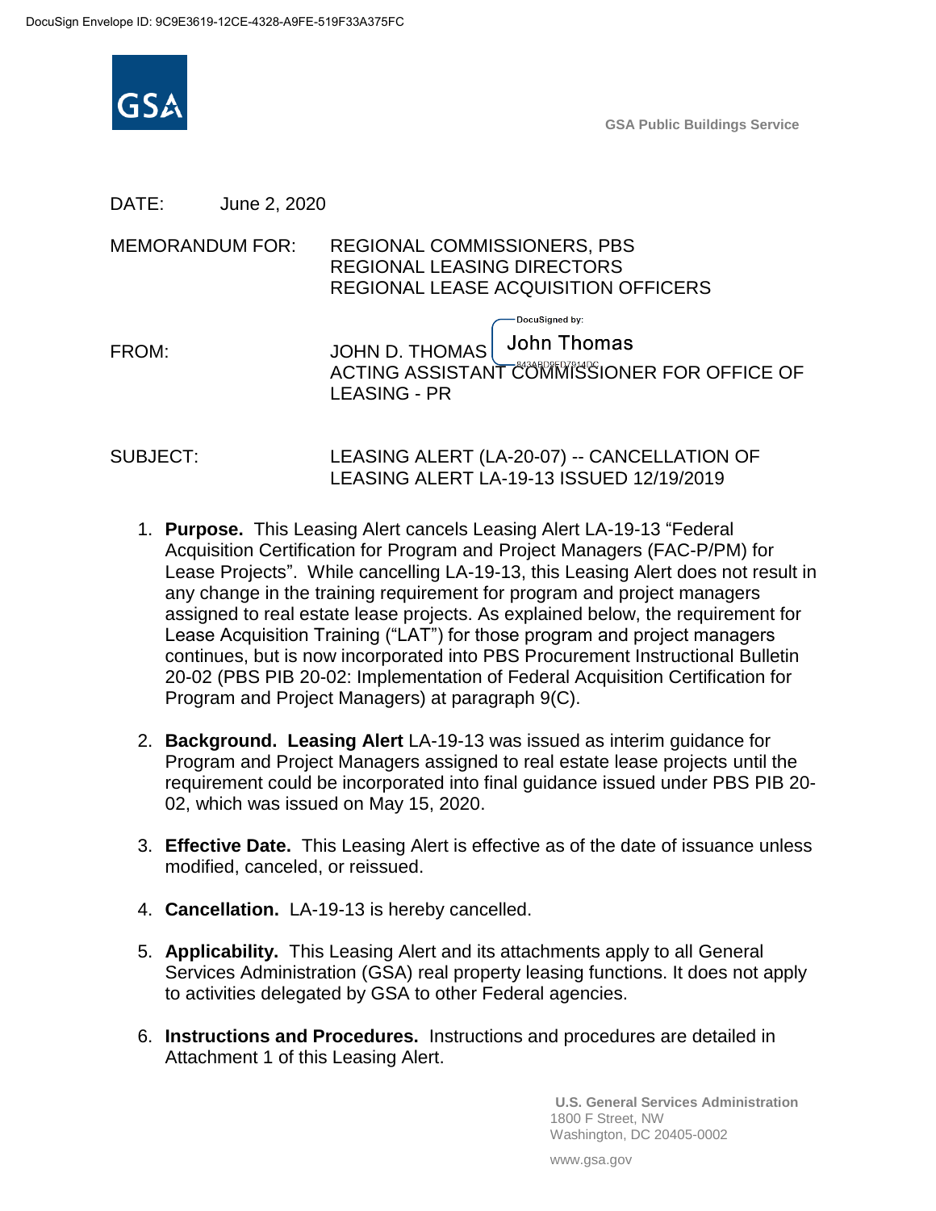GSA Public Buildings Service

DATE: June 2, 2020

MEMORANDUM FOR: REGIONAL COMMISSIONERS, PBS
REGIONAL LEASING DIRECTORS
REGIONAL LEASE ACQUISITION OFFICERS

FROM: JOHN D. THOMAS
ACTING ASSISTANT COMMISSIONER FOR OFFICE OF LEASING - PR

SUBJECT: LEASING ALERT (LA-20-07) -- CANCELLATION OF LEASING ALERT LA-19-13 ISSUED 12/19/2019

1. **Purpose.** This Leasing Alert cancels Leasing Alert LA-19-13 "Federal Acquisition Certification for Program and Project Managers (FAC-P/PM) for Lease Projects". While cancelling LA-19-13, this Leasing Alert does not result in any change in the training requirement for program and project managers assigned to real estate lease projects. As explained below, the requirement for Lease Acquisition Training ("LAT") for those program and project managers continues, but is now incorporated into PBS Procurement Instructional Bulletin 20-02 (PBS PIB 20-02: Implementation of Federal Acquisition Certification for Program and Project Managers) at paragraph 9(C).

2. **Background. Leasing Alert** LA-19-13 was issued as interim guidance for Program and Project Managers assigned to real estate lease projects until the requirement could be incorporated into final guidance issued under PBS PIB 20-02, which was issued on May 15, 2020.

3. **Effective Date.** This Leasing Alert is effective as of the date of issuance unless modified, canceled, or reissued.

4. **Cancellation.** LA-19-13 is hereby cancelled.

5. **Applicability.** This Leasing Alert and its attachments apply to all General Services Administration (GSA) real property leasing functions. It does not apply to activities delegated by GSA to other Federal agencies.

6. **Instructions and Procedures.** Instructions and procedures are detailed in Attachment 1 of this Leasing Alert.

U.S. General Services Administration
1800 F Street, NW
Washington, DC 20405-0002

www.gsa.gov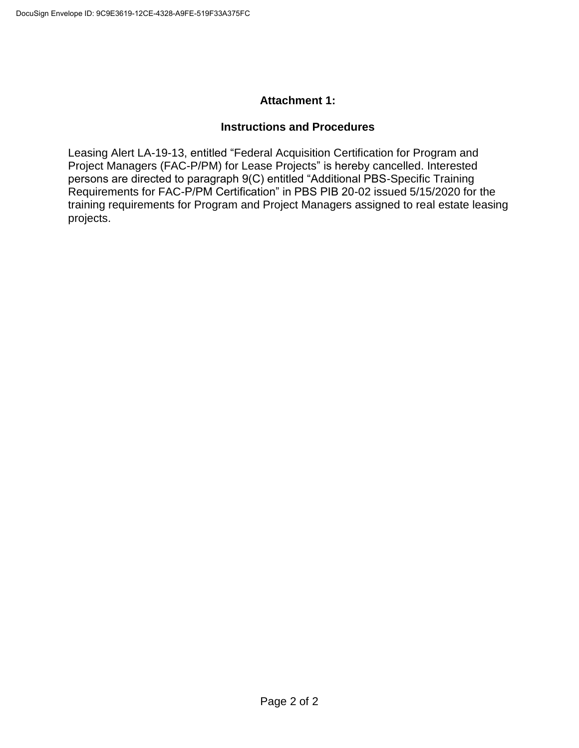# Attachment 1:

## Instructions and Procedures

Leasing Alert LA-19-13, entitled “Federal Acquisition Certification for Program and Project Managers (FAC-P/PM) for Lease Projects” is hereby cancelled. Interested persons are directed to paragraph 9(C) entitled “Additional PBS-Specific Training Requirements for FAC-P/PM Certification” in PBS PIB 20-02 issued 5/15/2020 for the training requirements for Program and Project Managers assigned to real estate leasing projects.